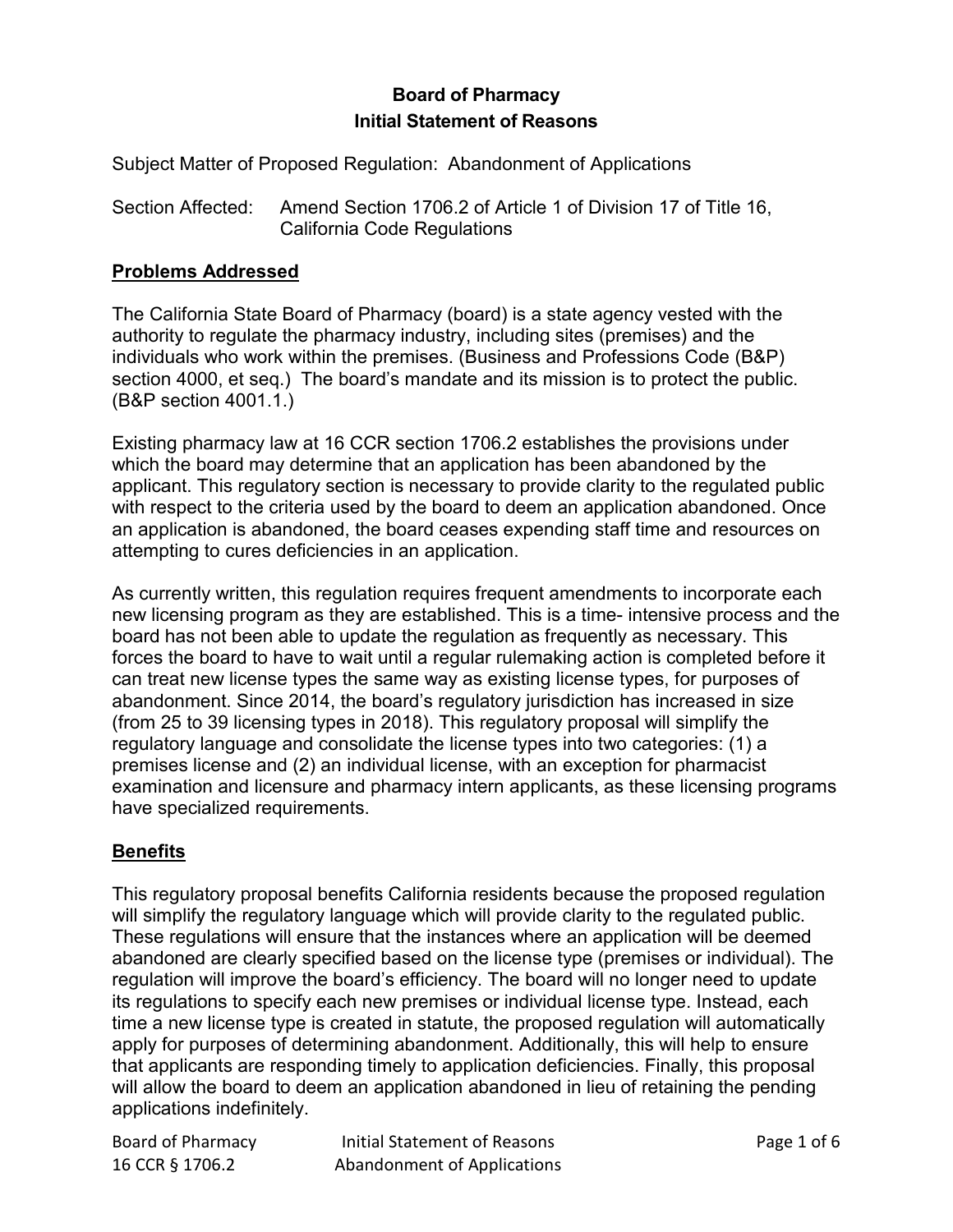**Board of Pharmacy**
**Initial Statement of Reasons**

Subject Matter of Proposed Regulation: Abandonment of Applications

Section Affected: Amend Section 1706.2 of Article 1 of Division 17 of Title 16, California Code Regulations

## Problems Addressed

The California State Board of Pharmacy (board) is a state agency vested with the authority to regulate the pharmacy industry, including sites (premises) and the individuals who work within the premises. (Business and Professions Code (B&P) section 4000, et seq.) The board's mandate and its mission is to protect the public. (B&P section 4001.1.)

Existing pharmacy law at 16 CCR section 1706.2 establishes the provisions under which the board may determine that an application has been abandoned by the applicant. This regulatory section is necessary to provide clarity to the regulated public with respect to the criteria used by the board to deem an application abandoned. Once an application is abandoned, the board ceases expending staff time and resources on attempting to cures deficiencies in an application.

As currently written, this regulation requires frequent amendments to incorporate each new licensing program as they are established. This is a time- intensive process and the board has not been able to update the regulation as frequently as necessary. This forces the board to have to wait until a regular rulemaking action is completed before it can treat new license types the same way as existing license types, for purposes of abandonment. Since 2014, the board's regulatory jurisdiction has increased in size (from 25 to 39 licensing types in 2018). This regulatory proposal will simplify the regulatory language and consolidate the license types into two categories: (1) a premises license and (2) an individual license, with an exception for pharmacist examination and licensure and pharmacy intern applicants, as these licensing programs have specialized requirements.

## Benefits

This regulatory proposal benefits California residents because the proposed regulation will simplify the regulatory language which will provide clarity to the regulated public. These regulations will ensure that the instances where an application will be deemed abandoned are clearly specified based on the license type (premises or individual). The regulation will improve the board's efficiency. The board will no longer need to update its regulations to specify each new premises or individual license type. Instead, each time a new license type is created in statute, the proposed regulation will automatically apply for purposes of determining abandonment. Additionally, this will help to ensure that applicants are responding timely to application deficiencies. Finally, this proposal will allow the board to deem an application abandoned in lieu of retaining the pending applications indefinitely.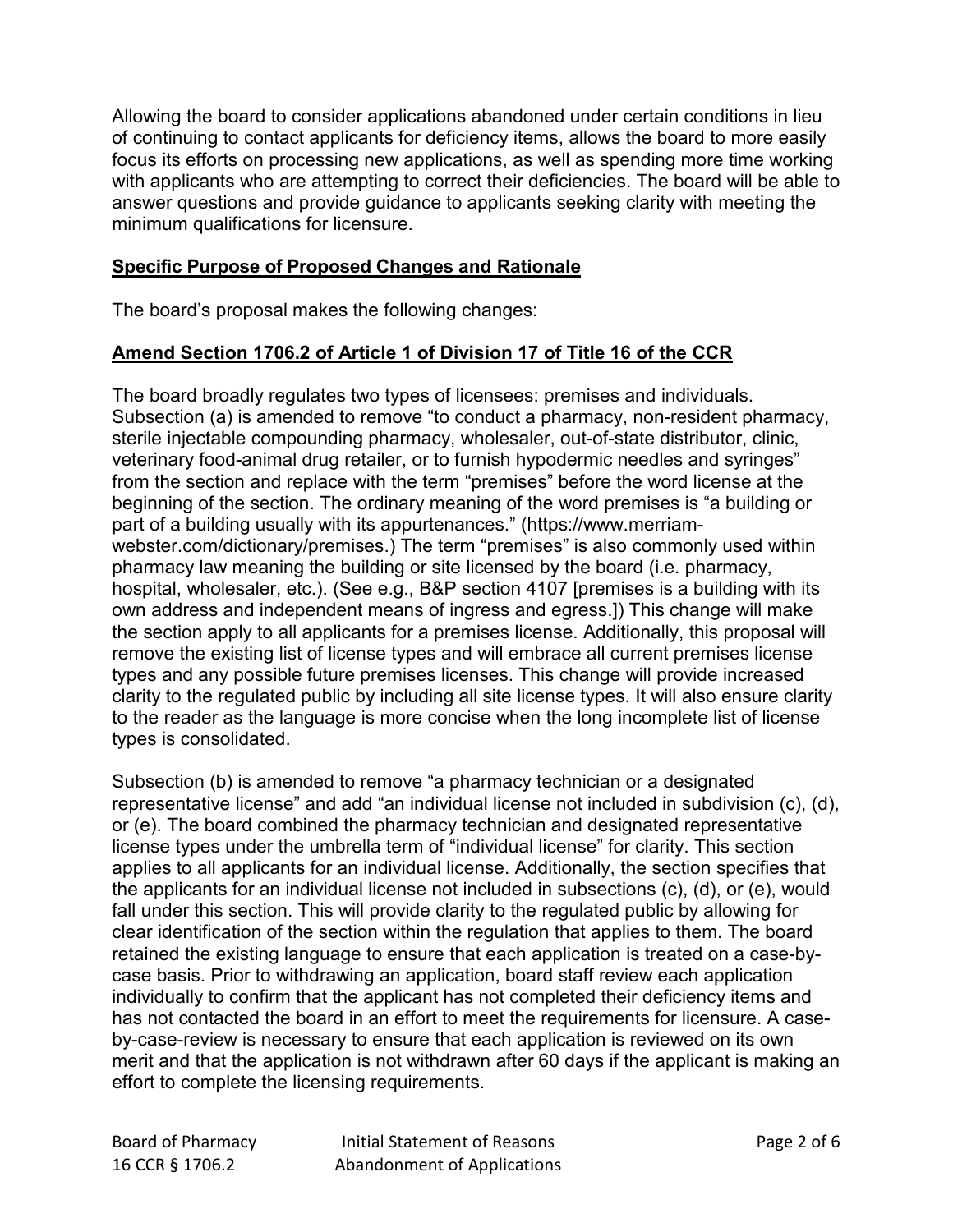Allowing the board to consider applications abandoned under certain conditions in lieu of continuing to contact applicants for deficiency items, allows the board to more easily focus its efforts on processing new applications, as well as spending more time working with applicants who are attempting to correct their deficiencies. The board will be able to answer questions and provide guidance to applicants seeking clarity with meeting the minimum qualifications for licensure.

**Specific Purpose of Proposed Changes and Rationale**

The board's proposal makes the following changes:

**Amend Section 1706.2 of Article 1 of Division 17 of Title 16 of the CCR**

The board broadly regulates two types of licensees: premises and individuals. Subsection (a) is amended to remove "to conduct a pharmacy, non-resident pharmacy, sterile injectable compounding pharmacy, wholesaler, out-of-state distributor, clinic, veterinary food-animal drug retailer, or to furnish hypodermic needles and syringes" from the section and replace with the term "premises" before the word license at the beginning of the section. The ordinary meaning of the word premises is "a building or part of a building usually with its appurtenances." (https://www.merriam-webster.com/dictionary/premises.) The term "premises" is also commonly used within pharmacy law meaning the building or site licensed by the board (i.e. pharmacy, hospital, wholesaler, etc.). (See e.g., B&P section 4107 [premises is a building with its own address and independent means of ingress and egress.]) This change will make the section apply to all applicants for a premises license. Additionally, this proposal will remove the existing list of license types and will embrace all current premises license types and any possible future premises licenses. This change will provide increased clarity to the regulated public by including all site license types. It will also ensure clarity to the reader as the language is more concise when the long incomplete list of license types is consolidated.

Subsection (b) is amended to remove "a pharmacy technician or a designated representative license" and add "an individual license not included in subdivision (c), (d), or (e). The board combined the pharmacy technician and designated representative license types under the umbrella term of "individual license" for clarity. This section applies to all applicants for an individual license. Additionally, the section specifies that the applicants for an individual license not included in subsections (c), (d), or (e), would fall under this section. This will provide clarity to the regulated public by allowing for clear identification of the section within the regulation that applies to them. The board retained the existing language to ensure that each application is treated on a case-by-case basis. Prior to withdrawing an application, board staff review each application individually to confirm that the applicant has not completed their deficiency items and has not contacted the board in an effort to meet the requirements for licensure. A case-by-case-review is necessary to ensure that each application is reviewed on its own merit and that the application is not withdrawn after 60 days if the applicant is making an effort to complete the licensing requirements.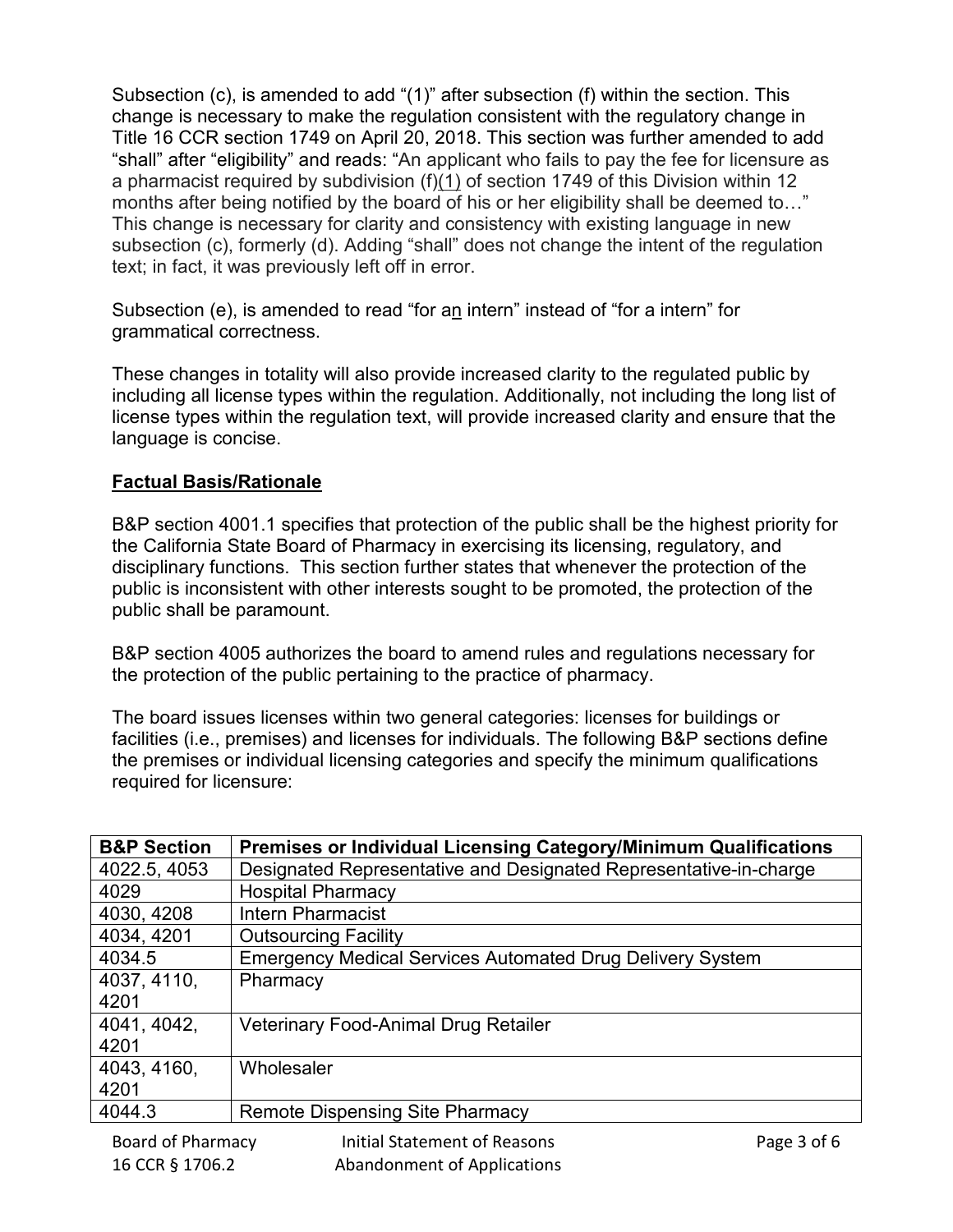Subsection (c), is amended to add "(1)" after subsection (f) within the section. This change is necessary to make the regulation consistent with the regulatory change in Title 16 CCR section 1749 on April 20, 2018. This section was further amended to add "shall" after "eligibility" and reads: "An applicant who fails to pay the fee for licensure as a pharmacist required by subdivision (f)(1) of section 1749 of this Division within 12 months after being notified by the board of his or her eligibility shall be deemed to…" This change is necessary for clarity and consistency with existing language in new subsection (c), formerly (d). Adding "shall" does not change the intent of the regulation text; in fact, it was previously left off in error.

Subsection (e), is amended to read "for an intern" instead of "for a intern" for grammatical correctness.

These changes in totality will also provide increased clarity to the regulated public by including all license types within the regulation. Additionally, not including the long list of license types within the regulation text, will provide increased clarity and ensure that the language is concise.

**Factual Basis/Rationale**

B&P section 4001.1 specifies that protection of the public shall be the highest priority for the California State Board of Pharmacy in exercising its licensing, regulatory, and disciplinary functions. This section further states that whenever the protection of the public is inconsistent with other interests sought to be promoted, the protection of the public shall be paramount.

B&P section 4005 authorizes the board to amend rules and regulations necessary for the protection of the public pertaining to the practice of pharmacy.

The board issues licenses within two general categories: licenses for buildings or facilities (i.e., premises) and licenses for individuals. The following B&P sections define the premises or individual licensing categories and specify the minimum qualifications required for licensure:

| B&P Section | Premises or Individual Licensing Category/Minimum Qualifications |
|---|---|
| 4022.5, 4053 | Designated Representative and Designated Representative-in-charge |
| 4029 | Hospital Pharmacy |
| 4030, 4208 | Intern Pharmacist |
| 4034, 4201 | Outsourcing Facility |
| 4034.5 | Emergency Medical Services Automated Drug Delivery System |
| 4037, 4110, 4201 | Pharmacy |
| 4041, 4042, 4201 | Veterinary Food-Animal Drug Retailer |
| 4043, 4160, 4201 | Wholesaler |
| 4044.3 | Remote Dispensing Site Pharmacy |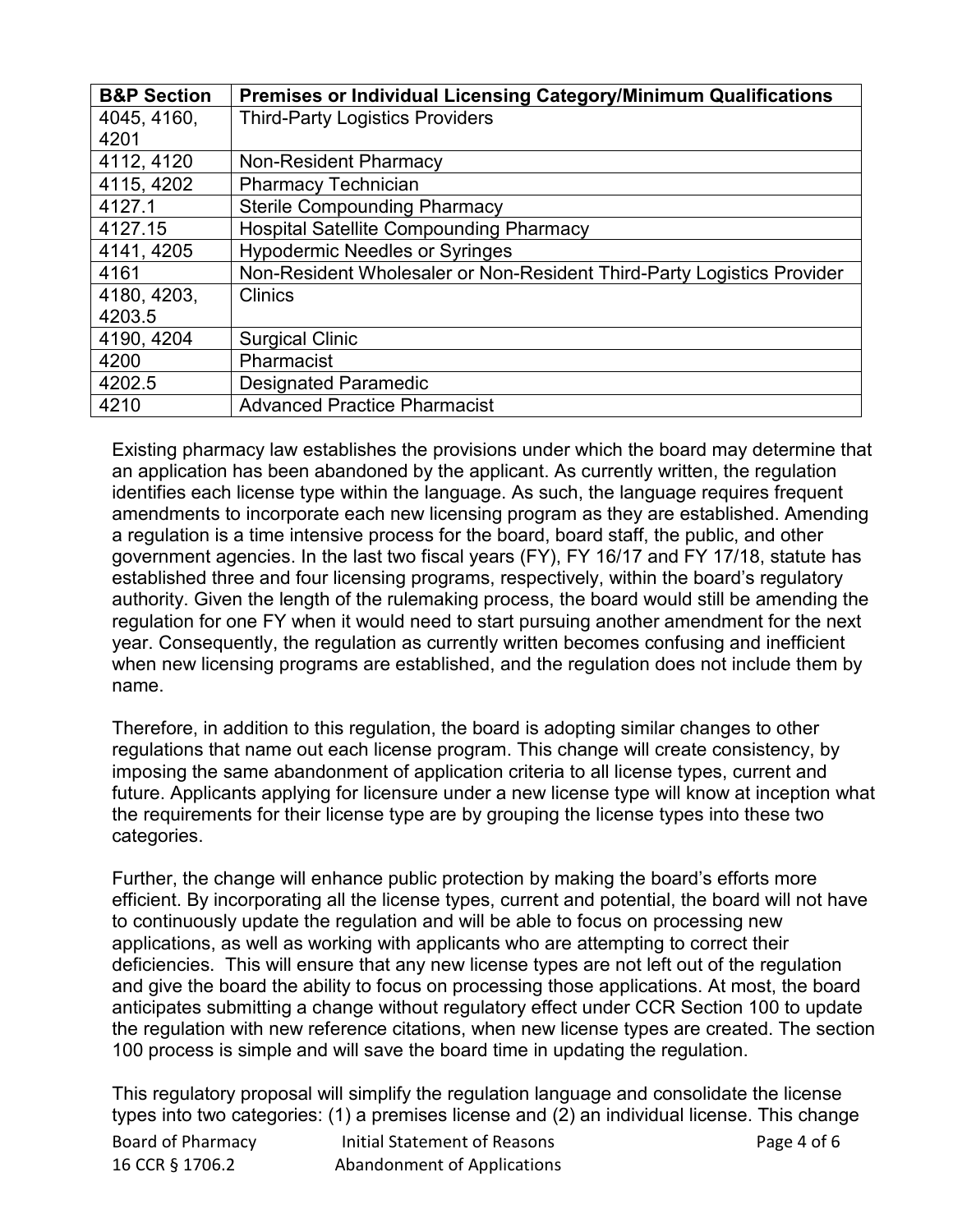| B&P Section | Premises or Individual Licensing Category/Minimum Qualifications |
|---|---|
| 4045, 4160, 4201 | Third-Party Logistics Providers |
| 4112, 4120 | Non-Resident Pharmacy |
| 4115, 4202 | Pharmacy Technician |
| 4127.1 | Sterile Compounding Pharmacy |
| 4127.15 | Hospital Satellite Compounding Pharmacy |
| 4141, 4205 | Hypodermic Needles or Syringes |
| 4161 | Non-Resident Wholesaler or Non-Resident Third-Party Logistics Provider |
| 4180, 4203, 4203.5 | Clinics |
| 4190, 4204 | Surgical Clinic |
| 4200 | Pharmacist |
| 4202.5 | Designated Paramedic |
| 4210 | Advanced Practice Pharmacist |

Existing pharmacy law establishes the provisions under which the board may determine that an application has been abandoned by the applicant. As currently written, the regulation identifies each license type within the language. As such, the language requires frequent amendments to incorporate each new licensing program as they are established. Amending a regulation is a time intensive process for the board, board staff, the public, and other government agencies. In the last two fiscal years (FY), FY 16/17 and FY 17/18, statute has established three and four licensing programs, respectively, within the board's regulatory authority. Given the length of the rulemaking process, the board would still be amending the regulation for one FY when it would need to start pursuing another amendment for the next year. Consequently, the regulation as currently written becomes confusing and inefficient when new licensing programs are established, and the regulation does not include them by name.

Therefore, in addition to this regulation, the board is adopting similar changes to other regulations that name out each license program. This change will create consistency, by imposing the same abandonment of application criteria to all license types, current and future. Applicants applying for licensure under a new license type will know at inception what the requirements for their license type are by grouping the license types into these two categories.

Further, the change will enhance public protection by making the board's efforts more efficient. By incorporating all the license types, current and potential, the board will not have to continuously update the regulation and will be able to focus on processing new applications, as well as working with applicants who are attempting to correct their deficiencies. This will ensure that any new license types are not left out of the regulation and give the board the ability to focus on processing those applications. At most, the board anticipates submitting a change without regulatory effect under CCR Section 100 to update the regulation with new reference citations, when new license types are created. The section 100 process is simple and will save the board time in updating the regulation.

This regulatory proposal will simplify the regulation language and consolidate the license types into two categories: (1) a premises license and (2) an individual license. This change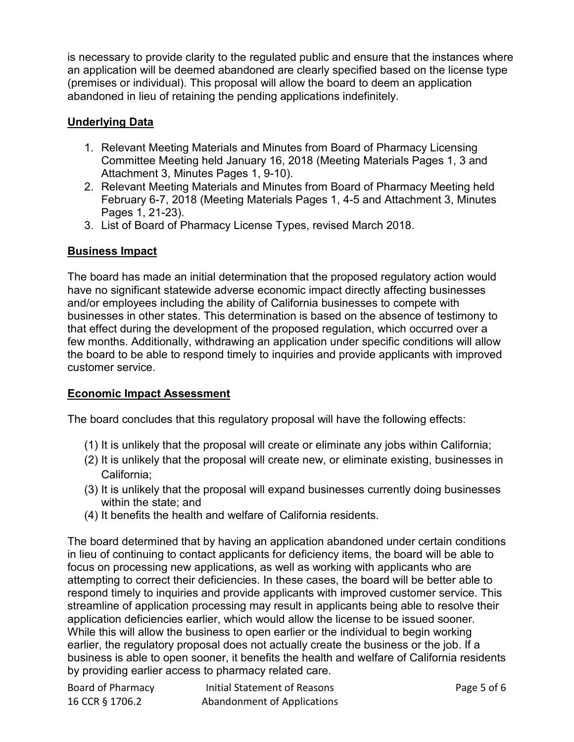is necessary to provide clarity to the regulated public and ensure that the instances where an application will be deemed abandoned are clearly specified based on the license type (premises or individual). This proposal will allow the board to deem an application abandoned in lieu of retaining the pending applications indefinitely.

## Underlying Data

1. Relevant Meeting Materials and Minutes from Board of Pharmacy Licensing Committee Meeting held January 16, 2018 (Meeting Materials Pages 1, 3 and Attachment 3, Minutes Pages 1, 9-10).
2. Relevant Meeting Materials and Minutes from Board of Pharmacy Meeting held February 6-7, 2018 (Meeting Materials Pages 1, 4-5 and Attachment 3, Minutes Pages 1, 21-23).
3. List of Board of Pharmacy License Types, revised March 2018.

## Business Impact

The board has made an initial determination that the proposed regulatory action would have no significant statewide adverse economic impact directly affecting businesses and/or employees including the ability of California businesses to compete with businesses in other states. This determination is based on the absence of testimony to that effect during the development of the proposed regulation, which occurred over a few months. Additionally, withdrawing an application under specific conditions will allow the board to be able to respond timely to inquiries and provide applicants with improved customer service.

## Economic Impact Assessment

The board concludes that this regulatory proposal will have the following effects:

(1) It is unlikely that the proposal will create or eliminate any jobs within California;
(2) It is unlikely that the proposal will create new, or eliminate existing, businesses in California;
(3) It is unlikely that the proposal will expand businesses currently doing businesses within the state; and
(4) It benefits the health and welfare of California residents.

The board determined that by having an application abandoned under certain conditions in lieu of continuing to contact applicants for deficiency items, the board will be able to focus on processing new applications, as well as working with applicants who are attempting to correct their deficiencies. In these cases, the board will be better able to respond timely to inquiries and provide applicants with improved customer service. This streamline of application processing may result in applicants being able to resolve their application deficiencies earlier, which would allow the license to be issued sooner. While this will allow the business to open earlier or the individual to begin working earlier, the regulatory proposal does not actually create the business or the job. If a business is able to open sooner, it benefits the health and welfare of California residents by providing earlier access to pharmacy related care.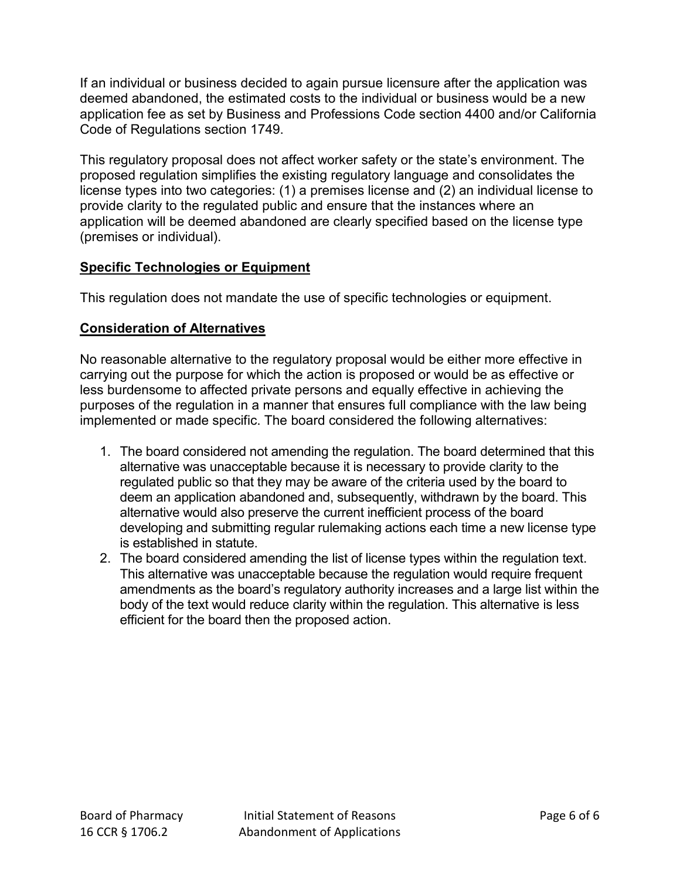If an individual or business decided to again pursue licensure after the application was deemed abandoned, the estimated costs to the individual or business would be a new application fee as set by Business and Professions Code section 4400 and/or California Code of Regulations section 1749.

This regulatory proposal does not affect worker safety or the state's environment. The proposed regulation simplifies the existing regulatory language and consolidates the license types into two categories: (1) a premises license and (2) an individual license to provide clarity to the regulated public and ensure that the instances where an application will be deemed abandoned are clearly specified based on the license type (premises or individual).

## Specific Technologies or Equipment

This regulation does not mandate the use of specific technologies or equipment.

## Consideration of Alternatives

No reasonable alternative to the regulatory proposal would be either more effective in carrying out the purpose for which the action is proposed or would be as effective or less burdensome to affected private persons and equally effective in achieving the purposes of the regulation in a manner that ensures full compliance with the law being implemented or made specific. The board considered the following alternatives:

1. The board considered not amending the regulation. The board determined that this alternative was unacceptable because it is necessary to provide clarity to the regulated public so that they may be aware of the criteria used by the board to deem an application abandoned and, subsequently, withdrawn by the board. This alternative would also preserve the current inefficient process of the board developing and submitting regular rulemaking actions each time a new license type is established in statute.
2. The board considered amending the list of license types within the regulation text. This alternative was unacceptable because the regulation would require frequent amendments as the board's regulatory authority increases and a large list within the body of the text would reduce clarity within the regulation. This alternative is less efficient for the board then the proposed action.